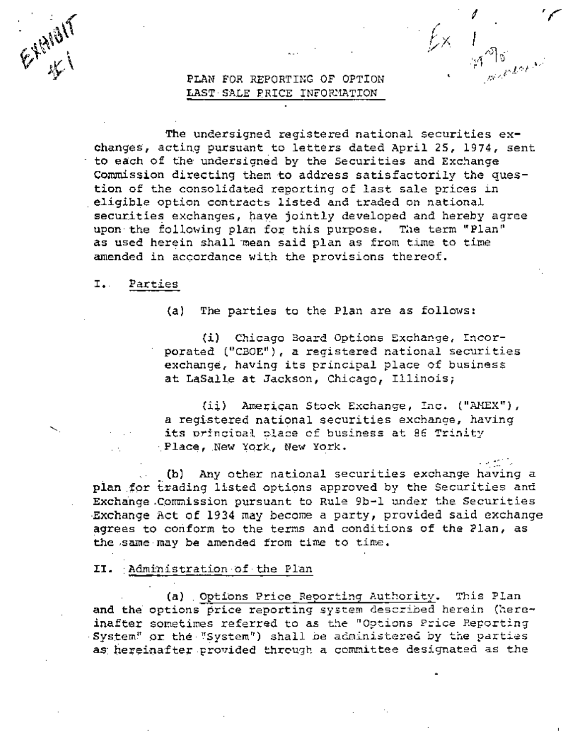EXHIBIT #1

Ex 1

# PLAN FOR REPORTING OF OPTION LAST SALE PRICE INFORMATION

The undersigned registered national securities exchanges, acting pursuant to letters dated April 25, 1974, sent to each of the undersigned by the Securities and Exchange Commission directing them to address satisfactorily the question of the consolidated reporting of last sale prices in eligible option contracts listed and traded on national securities exchanges, have jointly developed and hereby agree upon the following plan for this purpose. The term "Plan" as used herein shall mean said plan as from time to time amended in accordance with the provisions thereof.

## I. Parties

(a) The parties to the Plan are as follows:

(i) Chicago Board Options Exchange, Incorporated ("CBOE"), a registered national securities exchange, having its principal place of business at LaSalle at Jackson, Chicago, Illinois;

(ii) American Stock Exchange, Inc. ("AMEX"), a registered national securities exchange, having its principal place of business at 86 Trinity Place, New York, New York.

(b) Any other national securities exchange having a plan for trading listed options approved by the Securities and Exchange Commission pursuant to Rule 9b-1 under the Securities Exchange Act of 1934 may become a party, provided said exchange agrees to conform to the terms and conditions of the Plan, as the same may be amended from time to time.

## II. Administration of the Plan

(a) Options Price Reporting Authority. This Plan and the options price reporting system described herein (hereinafter sometimes referred to as the "Options Price Reporting System" or the "System") shall be administered by the parties as hereinafter provided through a committee designated as the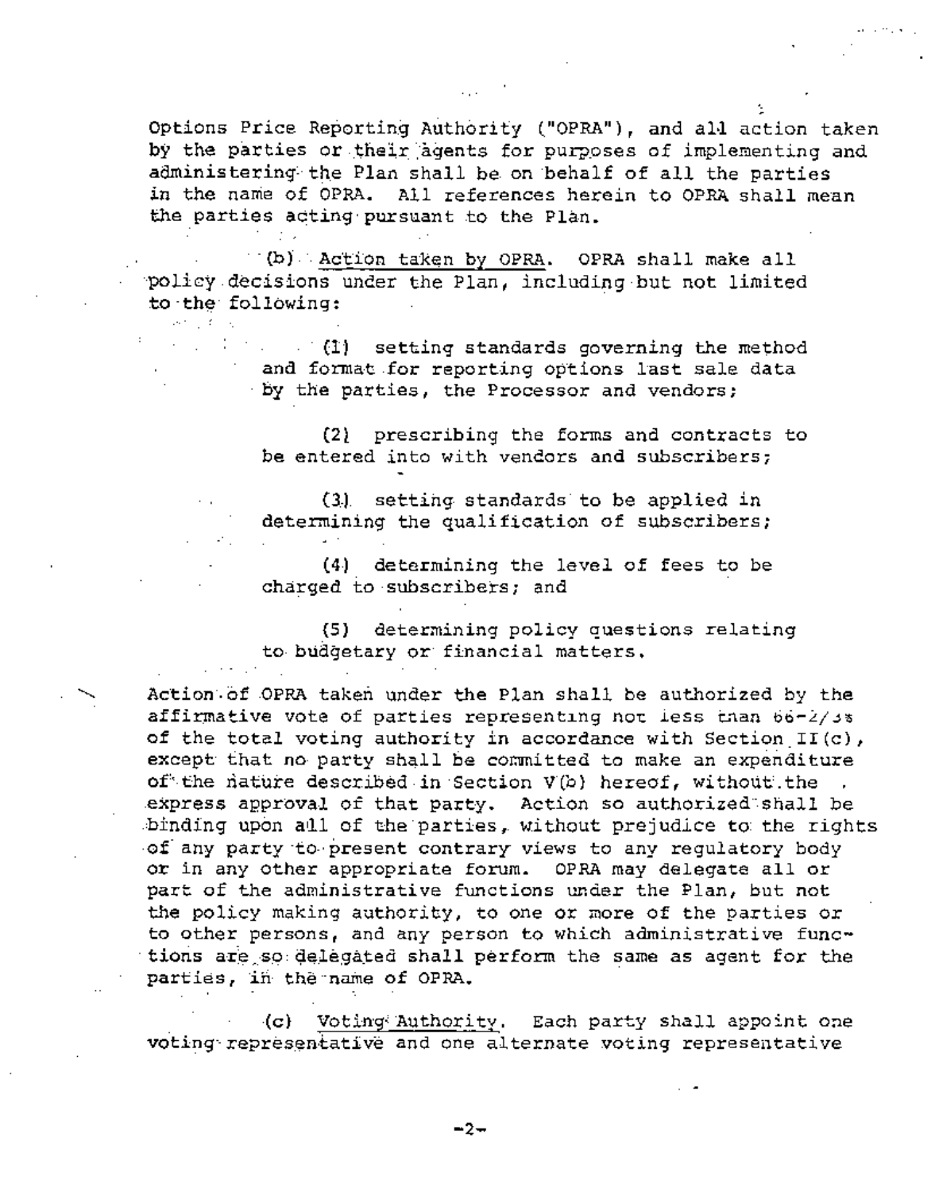Options Price Reporting Authority ("OPRA"), and all action taken by the parties or their agents for purposes of implementing and administering the Plan shall be on behalf of all the parties in the name of OPRA. All references herein to OPRA shall mean the parties acting pursuant to the Plan.

(b) Action taken by OPRA. OPRA shall make all policy decisions under the Plan, including but not limited to the following:

(1) setting standards governing the method and format for reporting options last sale data by the parties, the Processor and vendors;

(2) prescribing the forms and contracts to be entered into with vendors and subscribers;

(3) setting standards to be applied in determining the qualification of subscribers;

(4) determining the level of fees to be charged to subscribers; and

(5) determining policy questions relating to budgetary or financial matters.

Action of OPRA taken under the Plan shall be authorized by the affirmative vote of parties representing not less than 66-2/3% of the total voting authority in accordance with Section II(c), except that no party shall be committed to make an expenditure of the nature described in Section V(b) hereof, without the express approval of that party. Action so authorized shall be binding upon all of the parties, without prejudice to the rights of any party to present contrary views to any regulatory body or in any other appropriate forum. OPRA may delegate all or part of the administrative functions under the Plan, but not the policy making authority, to one or more of the parties or to other persons, and any person to which administrative functions are so delegated shall perform the same as agent for the parties, in the name of OPRA.

(c) Voting Authority. Each party shall appoint one voting representative and one alternate voting representative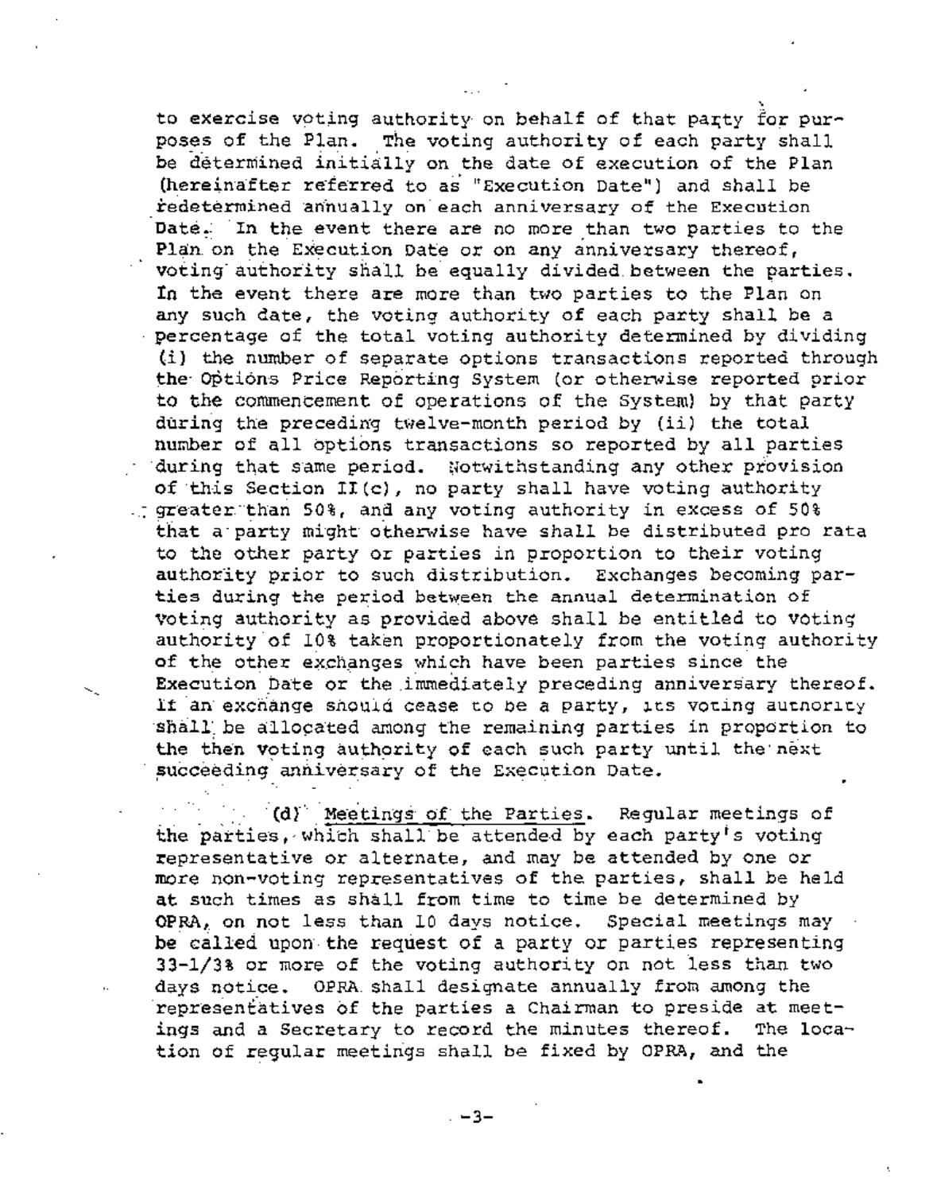to exercise voting authority on behalf of that party for purposes of the Plan. The voting authority of each party shall be determined initially on the date of execution of the Plan (hereinafter referred to as "Execution Date") and shall be redetermined annually on each anniversary of the Execution Date. In the event there are no more than two parties to the Plan on the Execution Date or on any anniversary thereof, voting authority shall be equally divided between the parties. In the event there are more than two parties to the Plan on any such date, the voting authority of each party shall be a percentage of the total voting authority determined by dividing (i) the number of separate options transactions reported through the Options Price Reporting System (or otherwise reported prior to the commencement of operations of the System) by that party during the preceding twelve-month period by (ii) the total number of all options transactions so reported by all parties during that same period. Notwithstanding any other provision of this Section II(c), no party shall have voting authority greater than 50%, and any voting authority in excess of 50% that a party might otherwise have shall be distributed pro rata to the other party or parties in proportion to their voting authority prior to such distribution. Exchanges becoming parties during the period between the annual determination of voting authority as provided above shall be entitled to voting authority of 10% taken proportionately from the voting authority of the other exchanges which have been parties since the Execution Date or the immediately preceding anniversary thereof. If an exchange should cease to be a party, its voting authority shall be allocated among the remaining parties in proportion to the then voting authority of each such party until the next succeeding anniversary of the Execution Date.

(d) Meetings of the Parties. Regular meetings of the parties, which shall be attended by each party's voting representative or alternate, and may be attended by one or more non-voting representatives of the parties, shall be held at such times as shall from time to time be determined by OPRA, on not less than 10 days notice. Special meetings may be called upon the request of a party or parties representing 33-1/3% or more of the voting authority on not less than two days notice. OPRA shall designate annually from among the representatives of the parties a Chairman to preside at meetings and a Secretary to record the minutes thereof. The location of regular meetings shall be fixed by OPRA, and the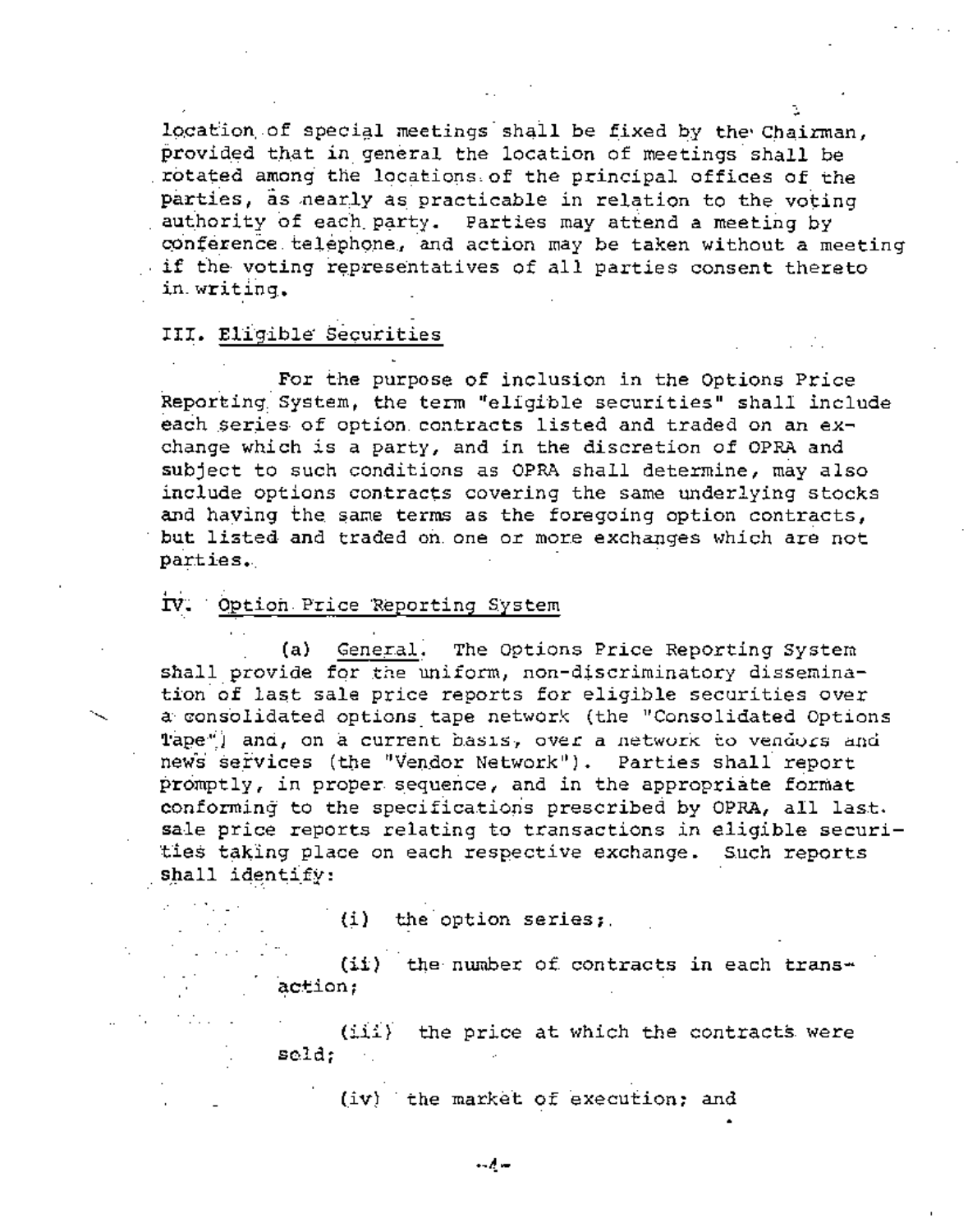location of special meetings shall be fixed by the Chairman, provided that in general the location of meetings shall be rotated among the locations of the principal offices of the parties, as nearly as practicable in relation to the voting authority of each party. Parties may attend a meeting by conference telephone, and action may be taken without a meeting if the voting representatives of all parties consent thereto in writing.

## III. Eligible Securities

For the purpose of inclusion in the Options Price Reporting System, the term "eligible securities" shall include each series of option contracts listed and traded on an exchange which is a party, and in the discretion of OPRA and subject to such conditions as OPRA shall determine, may also include options contracts covering the same underlying stocks and having the same terms as the foregoing option contracts, but listed and traded on one or more exchanges which are not parties.

## IV. Option Price Reporting System

(a) General. The Options Price Reporting System shall provide for the uniform, non-discriminatory dissemination of last sale price reports for eligible securities over a consolidated options tape network (the "Consolidated Options Tape") and, on a current basis, over a network to vendors and news services (the "Vendor Network"). Parties shall report promptly, in proper sequence, and in the appropriate format conforming to the specifications prescribed by OPRA, all last sale price reports relating to transactions in eligible securities taking place on each respective exchange. Such reports shall identify:

(i) the option series;

(ii) the number of contracts in each transaction;

(iii) the price at which the contracts were sold;

(iv) the market of execution; and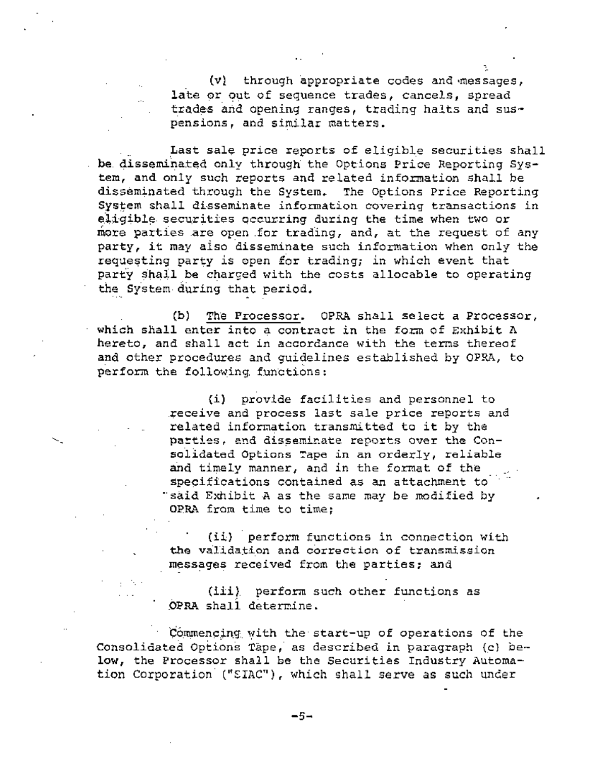(v) through appropriate codes and messages, late or out of sequence trades, cancels, spread trades and opening ranges, trading halts and suspensions, and similar matters.

Last sale price reports of eligible securities shall be disseminated only through the Options Price Reporting System, and only such reports and related information shall be disseminated through the System. The Options Price Reporting System shall disseminate information covering transactions in eligible securities occurring during the time when two or more parties are open for trading, and, at the request of any party, it may also disseminate such information when only the requesting party is open for trading; in which event that party shall be charged with the costs allocable to operating the System during that period.

(b) The Processor. OPRA shall select a Processor, which shall enter into a contract in the form of Exhibit A hereto, and shall act in accordance with the terms thereof and other procedures and guidelines established by OPRA, to perform the following functions:

(i) provide facilities and personnel to receive and process last sale price reports and related information transmitted to it by the parties, and disseminate reports over the Consolidated Options Tape in an orderly, reliable and timely manner, and in the format of the specifications contained as an attachment to said Exhibit A as the same may be modified by OPRA from time to time;

(ii) perform functions in connection with the validation and correction of transmission messages received from the parties; and

(iii) perform such other functions as OPRA shall determine.

Commencing with the start-up of operations of the Consolidated Options Tape, as described in paragraph (c) below, the Processor shall be the Securities Industry Automation Corporation ("SIAC"), which shall serve as such under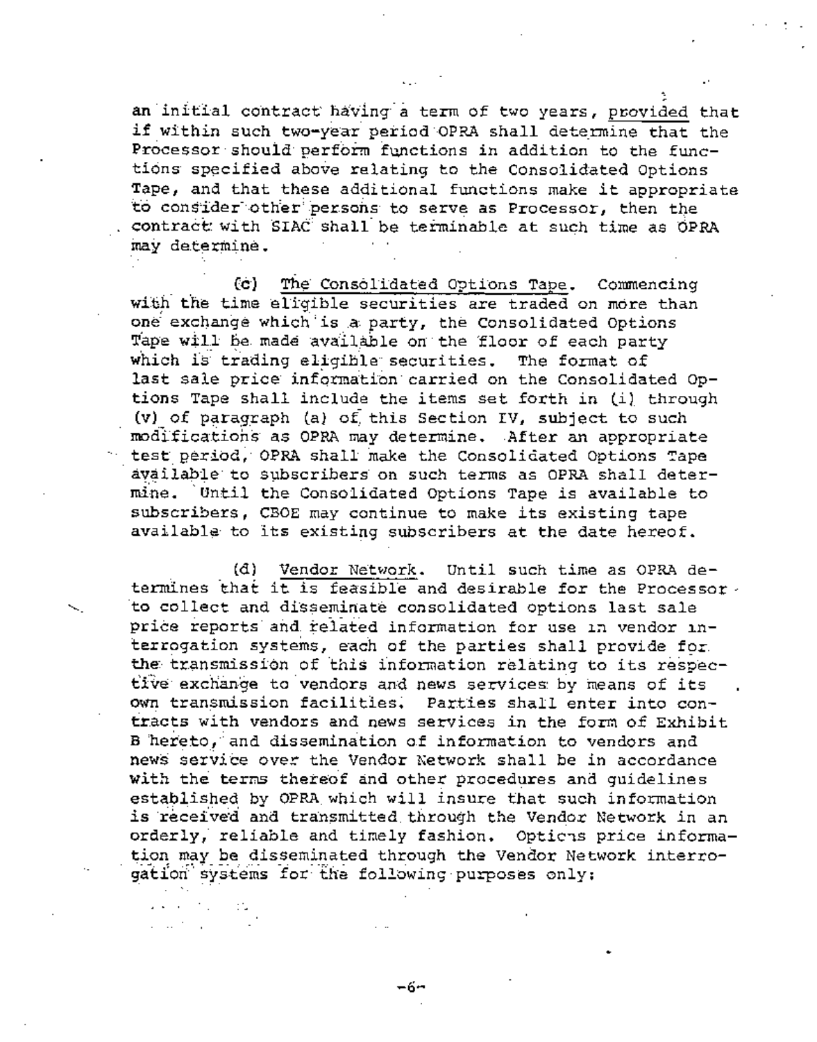an initial contract having a term of two years, provided that if within such two-year period OPRA shall determine that the Processor should perform functions in addition to the functions specified above relating to the Consolidated Options Tape, and that these additional functions make it appropriate to consider other persons to serve as Processor, then the contract with SIAC shall be terminable at such time as OPRA may determine.

(c) The Consolidated Options Tape. Commencing with the time eligible securities are traded on more than one exchange which is a party, the Consolidated Options Tape will be made available on the floor of each party which is trading eligible securities. The format of last sale price information carried on the Consolidated Options Tape shall include the items set forth in (i) through (v) of paragraph (a) of this Section IV, subject to such modifications as OPRA may determine. After an appropriate test period, OPRA shall make the Consolidated Options Tape available to subscribers on such terms as OPRA shall determine. Until the Consolidated Options Tape is available to subscribers, CBOE may continue to make its existing tape available to its existing subscribers at the date hereof.

(d) Vendor Network. Until such time as OPRA determines that it is feasible and desirable for the Processor to collect and disseminate consolidated options last sale price reports and related information for use in vendor interrogation systems, each of the parties shall provide for the transmission of this information relating to its respective exchange to vendors and news services by means of its own transmission facilities. Parties shall enter into contracts with vendors and news services in the form of Exhibit B hereto, and dissemination of information to vendors and news service over the Vendor Network shall be in accordance with the terms thereof and other procedures and guidelines established by OPRA which will insure that such information is received and transmitted through the Vendor Network in an orderly, reliable and timely fashion. Options price information may be disseminated through the Vendor Network interrogation systems for the following purposes only: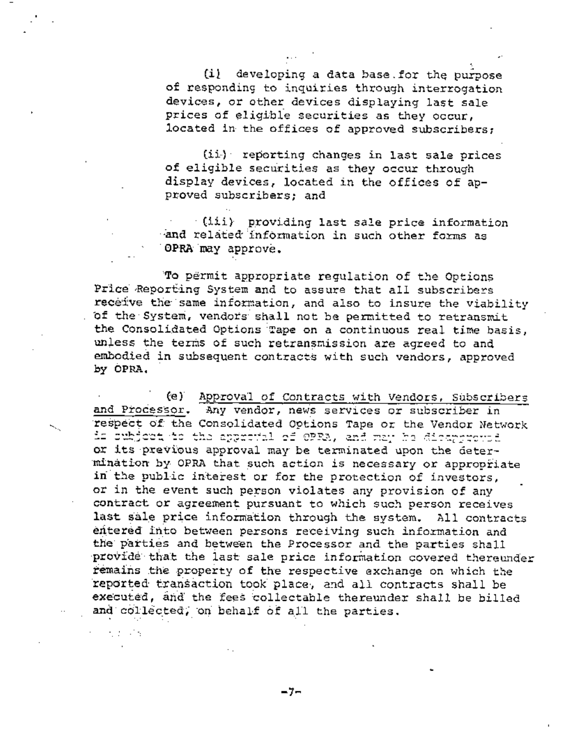(i) developing a data base for the purpose of responding to inquiries through interrogation devices, or other devices displaying last sale prices of eligible securities as they occur, located in the offices of approved subscribers;

(ii) reporting changes in last sale prices of eligible securities as they occur through display devices, located in the offices of approved subscribers; and

(iii) providing last sale price information and related information in such other forms as OPRA may approve.

To permit appropriate regulation of the Options Price Reporting System and to assure that all subscribers receive the same information, and also to insure the viability of the System, vendors shall not be permitted to retransmit the Consolidated Options Tape on a continuous real time basis, unless the terms of such retransmission are agreed to and embodied in subsequent contracts with such vendors, approved by OPRA.

(e) <u>Approval of Contracts with Vendors, Subscribers and Processor.</u> Any vendor, news services or subscriber in respect of the Consolidated Options Tape or the Vendor Network is subject to the approval of OPRA, and may be disapproved or its previous approval may be terminated upon the determination by OPRA that such action is necessary or appropriate in the public interest or for the protection of investors, or in the event such person violates any provision of any contract or agreement pursuant to which such person receives last sale price information through the system. All contracts entered into between persons receiving such information and the parties and between the Processor and the parties shall provide that the last sale price information covered thereunder remains the property of the respective exchange on which the reported transaction took place, and all contracts shall be executed, and the fees collectable thereunder shall be billed and collected, on behalf of all the parties.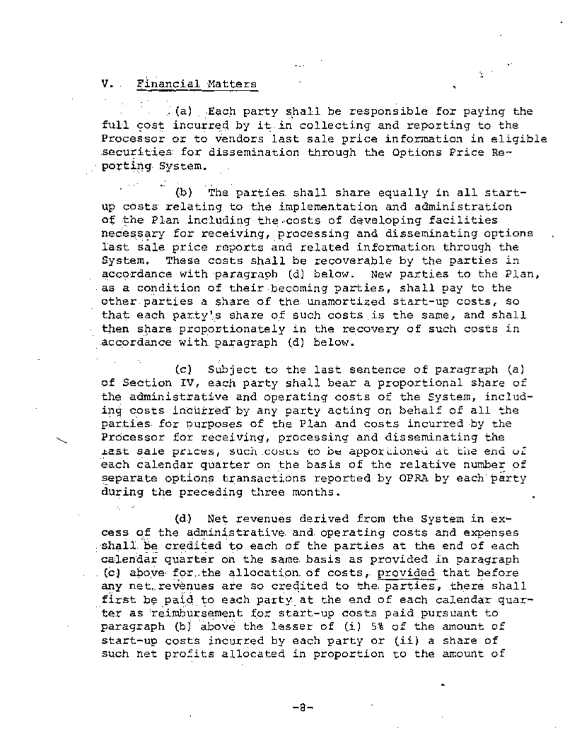## V. Financial Matters

(a) Each party shall be responsible for paying the full cost incurred by it in collecting and reporting to the Processor or to vendors last sale price information in eligible securities for dissemination through the Options Price Reporting System.

(b) The parties shall share equally in all start-up costs relating to the implementation and administration of the Plan including the costs of developing facilities necessary for receiving, processing and disseminating options last sale price reports and related information through the System. These costs shall be recoverable by the parties in accordance with paragraph (d) below. New parties to the Plan, as a condition of their becoming parties, shall pay to the other parties a share of the unamortized start-up costs, so that each party's share of such costs is the same, and shall then share proportionately in the recovery of such costs in accordance with paragraph (d) below.

(c) Subject to the last sentence of paragraph (a) of Section IV, each party shall bear a proportional share of the administrative and operating costs of the System, including costs incurred by any party acting on behalf of all the parties for purposes of the Plan and costs incurred by the Processor for receiving, processing and disseminating the last sale prices, such costs to be apportioned at the end of each calendar quarter on the basis of the relative number of separate options transactions reported by OPRA by each party during the preceding three months.

(d) Net revenues derived from the System in excess of the administrative and operating costs and expenses shall be credited to each of the parties at the end of each calendar quarter on the same basis as provided in paragraph (c) above for the allocation of costs, provided that before any net revenues are so credited to the parties, there shall first be paid to each party at the end of each calendar quarter as reimbursement for start-up costs paid pursuant to paragraph (b) above the lesser of (i) 5% of the amount of start-up costs incurred by each party or (ii) a share of such net profits allocated in proportion to the amount of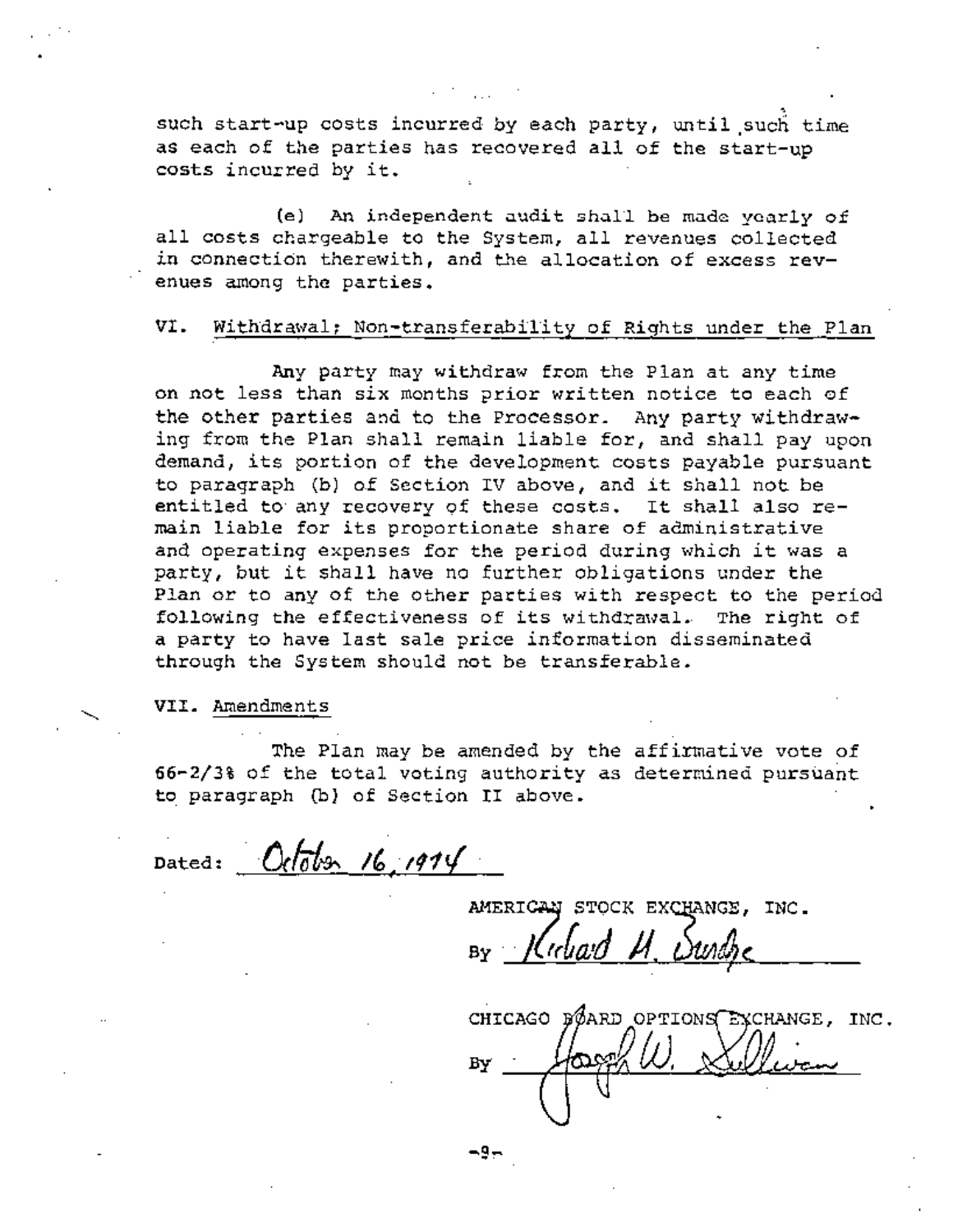such start-up costs incurred by each party, until such time as each of the parties has recovered all of the start-up costs incurred by it.

(e) An independent audit shall be made yearly of all costs chargeable to the System, all revenues collected in connection therewith, and the allocation of excess revenues among the parties.

## VI. Withdrawal; Non-transferability of Rights under the Plan

Any party may withdraw from the Plan at any time on not less than six months prior written notice to each of the other parties and to the Processor. Any party withdrawing from the Plan shall remain liable for, and shall pay upon demand, its portion of the development costs payable pursuant to paragraph (b) of Section IV above, and it shall not be entitled to any recovery of these costs. It shall also remain liable for its proportionate share of administrative and operating expenses for the period during which it was a party, but it shall have no further obligations under the Plan or to any of the other parties with respect to the period following the effectiveness of its withdrawal. The right of a party to have last sale price information disseminated through the System should not be transferable.

## VII. Amendments

The Plan may be amended by the affirmative vote of 66-2/3% of the total voting authority as determined pursuant to paragraph (b) of Section II above.

Dated: October 16, 1974

AMERICAN STOCK EXCHANGE, INC.

By Richard H. Burdge

CHICAGO BOARD OPTIONS EXCHANGE, INC.

By Joseph W. Sullivan